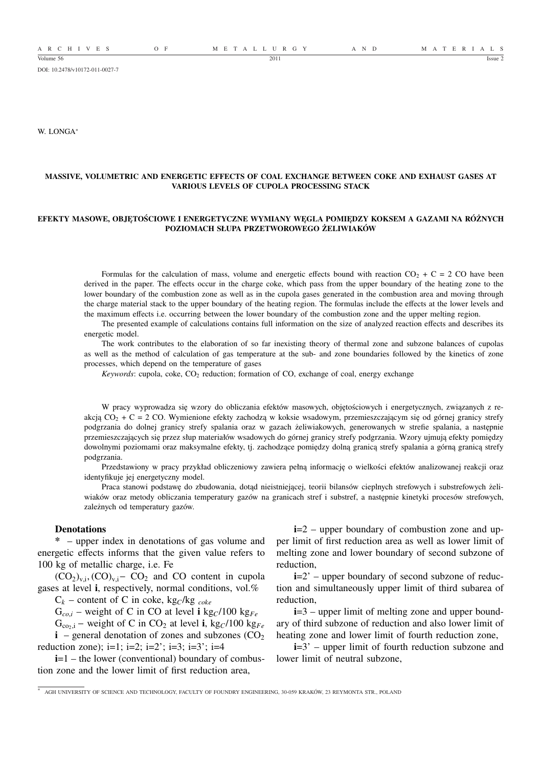DOI: 10.2478/v10172-011-0027-7

W. LONGA[*]

# MASSIVE, VOLUMETRIC AND ENERGETIC EFFECTS OF COAL EXCHANGE BETWEEN COKE AND EXHAUST GASES AT VARIOUS LEVELS OF CUPOLA PROCESSING STACK

# EFEKTY MASOWE, OBJĘTOŚCIOWE I ENERGETYCZNE WYMIANY WĘGLA POMIĘDZY KOKSEM A GAZAMI NA RÓŻNYCH POZIOMACH SŁUPA PRZETWOROWEGO ŻELIWIAKÓW

Formulas for the calculation of mass, volume and energetic effects bound with reaction $CO_2 + C = 2\ CO$ have been derived in the paper. The effects occur in the charge coke, which pass from the upper boundary of the heating zone to the lower boundary of the combustion zone as well as in the cupola gases generated in the combustion area and moving through the charge material stack to the upper boundary of the heating region. The formulas include the effects at the lower levels and the maximum effects i.e. occurring between the lower boundary of the combustion zone and the upper melting region.

The presented example of calculations contains full information on the size of analyzed reaction effects and describes its energetic model.

The work contributes to the elaboration of so far inexisting theory of thermal zone and subzone balances of cupolas as well as the method of calculation of gas temperature at the sub- and zone boundaries followed by the kinetics of zone processes, which depend on the temperature of gases

*Keywords*: cupola, coke, $CO_2$ reduction; formation of CO, exchange of coal, energy exchange

W pracy wyprowadza się wzory do obliczania efektów masowych, objętościowych i energetycznych, związanych z reakcją $CO_2 + C = 2\ CO$. Wymienione efekty zachodzą w koksie wsadowym, przemieszczającym się od górnej granicy strefy podgrzania do dolnej granicy strefy spalania oraz w gazach żeliwiakowych, generowanych w strefie spalania, a następnie przemieszczających się przez słup materiałów wsadowych do górnej granicy strefy podgrzania. Wzory ujmują efekty pomiędzy dowolnymi poziomami oraz maksymalne efekty, tj. zachodzące pomiędzy dolną granicą strefy spalania a górną granicą strefy podgrzania.

Przedstawiony w pracy przykład obliczeniowy zawiera pełną informację o wielkości efektów analizowanej reakcji oraz identyfikuje jej energetyczny model.

Praca stanowi podstawę do zbudowania, dotąd nieistniejącej, teorii bilansów cieplnych strefowych i substrefowych żeliwiaków oraz metody obliczania temperatury gazów na granicach stref i substref, a następnie kinetyki procesów strefowych, zależnych od temperatury gazów.

## Denotations

\* – upper index in denotations of gas volume and energetic effects informs that the given value refers to 100 kg of metallic charge, i.e. Fe

$(CO_2)_{v,i}$, $(CO)_{v,i}$ – $CO_2$ and CO content in cupola gases at level **i**, respectively, normal conditions, vol.%

$C_k$ – content of C in coke, $kg_C/kg_{coke}$

$G_{co,i}$ – weight of C in CO at level **i** $kg_C/100\ kg_{Fe}$

$G_{co_2,i}$ – weight of C in $CO_2$ at level **i**, $kg_C/100\ kg_{Fe}$

**i** – general denotation of zones and subzones ($CO_2$ reduction zone); i=1; i=2; i=2'; i=3; i=3'; i=4

**i**=1 – the lower (conventional) boundary of combustion zone and the lower limit of first reduction area,

**i**=2 – upper boundary of combustion zone and upper limit of first reduction area as well as lower limit of melting zone and lower boundary of second subzone of reduction,

**i**=2' – upper boundary of second subzone of reduction and simultaneously upper limit of third subarea of reduction,

**i**=3 – upper limit of melting zone and upper boundary of third subzone of reduction and also lower limit of heating zone and lower limit of fourth reduction zone,

**i**=3' – upper limit of fourth reduction subzone and lower limit of neutral subzone,

[*] AGH UNIVERSITY OF SCIENCE AND TECHNOLOGY, FACULTY OF FOUNDRY ENGINEERING, 30-059 KRAKÓW, 23 REYMONTA STR., POLAND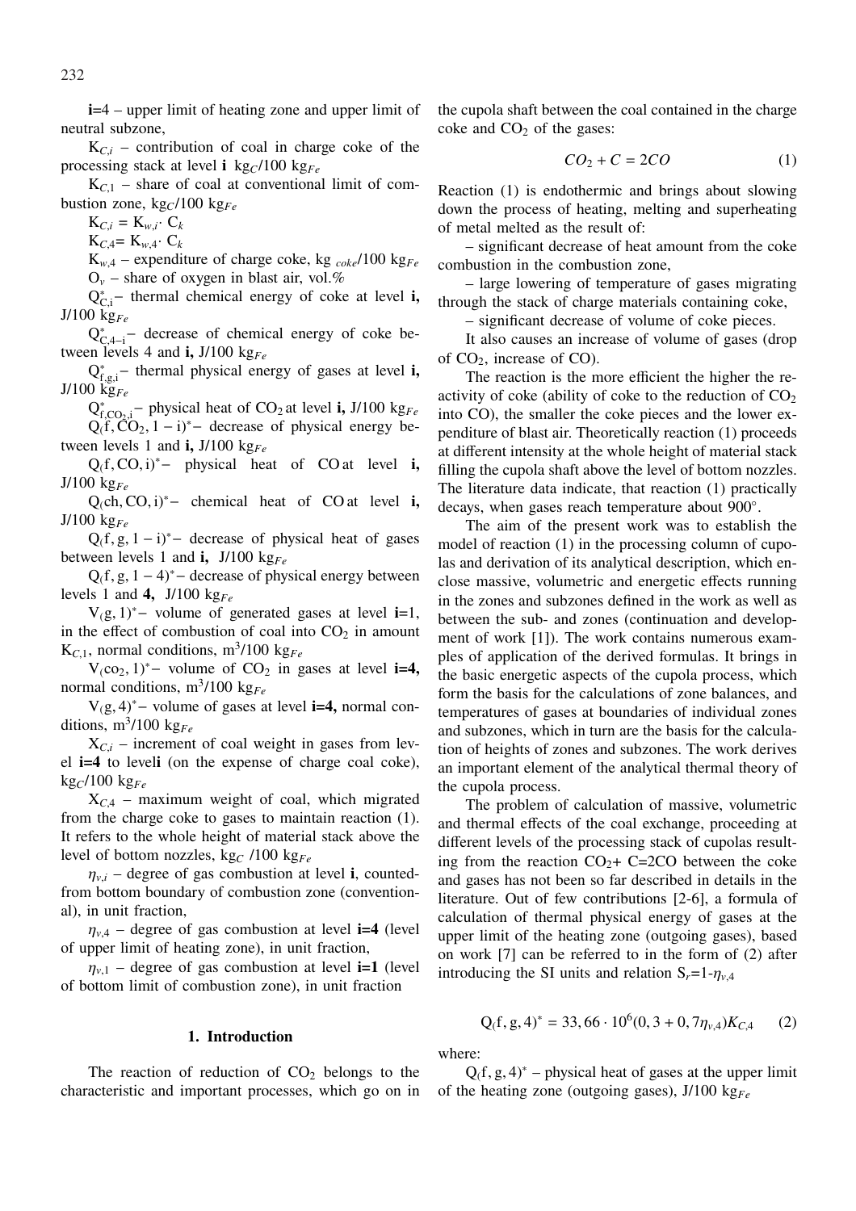**i**=4 – upper limit of heating zone and upper limit of neutral subzone,

$K_{C,i}$ – contribution of coal in charge coke of the processing stack at level **i** $kg_C/100\ kg_{Fe}$

$K_{C,1}$ – share of coal at conventional limit of combustion zone, $kg_C/100\ kg_{Fe}$

$K_{C,i} = K_{w,i} \cdot C_k$

$K_{C,4} = K_{w,4} \cdot C_k$

$K_{w,4}$ – expenditure of charge coke, $kg_{\ coke}/100\ kg_{Fe}$

$O_v$ – share of oxygen in blast air, vol.%

$Q^*_{C,i}$ – thermal chemical energy of coke at level **i,** $J/100\ kg_{Fe}$

$Q^*_{C,4-i}$ – decrease of chemical energy of coke between levels 4 and **i,** $J/100\ kg_{Fe}$

$Q^*_{f,g,i}$ – thermal physical energy of gases at level **i,** $J/100\ kg_{Fe}$

$Q^*_{f,CO_2,i}$ – physical heat of $CO_2$ at level **i,** $J/100\ kg_{Fe}$

$Q_{(}f, CO_2, 1-i)^*$ – decrease of physical energy between levels 1 and **i,** $J/100\ kg_{Fe}$

$Q_{(}f, CO, i)^*$ – physical heat of CO at level **i,** $J/100\ kg_{Fe}$

$Q_{(}ch, CO, i)^*$ – chemical heat of CO at level **i,** $J/100\ kg_{Fe}$

$Q_{(}f, g, 1-i)^*$ – decrease of physical heat of gases between levels 1 and **i,** $J/100\ kg_{Fe}$

$Q_{(}f, g, 1-4)^*$ – decrease of physical energy between levels 1 and **4,** $J/100\ kg_{Fe}$

$V_{(}g, 1)^*$ – volume of generated gases at level **i**=1, in the effect of combustion of coal into $CO_2$ in amount $K_{C,1}$, normal conditions, $m^3/100\ kg_{Fe}$

$V_{(}co_2, 1)^*$ – volume of $CO_2$ in gases at level **i=4,** normal conditions, $m^3/100\ kg_{Fe}$

$V_{(}g, 4)^*$ – volume of gases at level **i=4,** normal conditions, $m^3/100\ kg_{Fe}$

$X_{C,i}$ – increment of coal weight in gases from level **i=4** to level**i** (on the expense of charge coal coke), $kg_C/100\ kg_{Fe}$

$X_{C,4}$ – maximum weight of coal, which migrated from the charge coke to gases to maintain reaction (1). It refers to the whole height of material stack above the level of bottom nozzles, $kg_C\ /100\ kg_{Fe}$

$\eta_{v,i}$ – degree of gas combustion at level **i**, countedfrom bottom boundary of combustion zone (conventional), in unit fraction,

$\eta_{v,4}$ – degree of gas combustion at level **i=4** (level of upper limit of heating zone), in unit fraction,

$\eta_{v,1}$ – degree of gas combustion at level **i=1** (level of bottom limit of combustion zone), in unit fraction

## 1. Introduction

The reaction of reduction of $CO_2$ belongs to the characteristic and important processes, which go on in the cupola shaft between the coal contained in the charge coke and $CO_2$ of the gases:

$$CO_2 + C = 2CO \tag{1}$$

Reaction (1) is endothermic and brings about slowing down the process of heating, melting and superheating of metal melted as the result of:

– significant decrease of heat amount from the coke combustion in the combustion zone,

– large lowering of temperature of gases migrating through the stack of charge materials containing coke,

– significant decrease of volume of coke pieces.

It also causes an increase of volume of gases (drop of $CO_2$, increase of CO).

The reaction is the more efficient the higher the reactivity of coke (ability of coke to the reduction of $CO_2$ into CO), the smaller the coke pieces and the lower expenditure of blast air. Theoretically reaction (1) proceeds at different intensity at the whole height of material stack filling the cupola shaft above the level of bottom nozzles. The literature data indicate, that reaction (1) practically decays, when gases reach temperature about 900°.

The aim of the present work was to establish the model of reaction (1) in the processing column of cupolas and derivation of its analytical description, which enclose massive, volumetric and energetic effects running in the zones and subzones defined in the work as well as between the sub- and zones (continuation and development of work [1]). The work contains numerous examples of application of the derived formulas. It brings in the basic energetic aspects of the cupola process, which form the basis for the calculations of zone balances, and temperatures of gases at boundaries of individual zones and subzones, which in turn are the basis for the calculation of heights of zones and subzones. The work derives an important element of the analytical thermal theory of the cupola process.

The problem of calculation of massive, volumetric and thermal effects of the coal exchange, proceeding at different levels of the processing stack of cupolas resulting from the reaction $CO_2$+ C=2CO between the coke and gases has not been so far described in details in the literature. Out of few contributions [2-6], a formula of calculation of thermal physical energy of gases at the upper limit of the heating zone (outgoing gases), based on work [7] can be referred to in the form of (2) after introducing the SI units and relation $S_r=1-\eta_{v,4}$

$$Q_{(}f, g, 4)^* = 33,66 \cdot 10^6 (0,3 + 0,7\eta_{v,4}) K_{C,4} \tag{2}$$

where:

$Q_{(}f, g, 4)^*$ – physical heat of gases at the upper limit of the heating zone (outgoing gases), $J/100\ kg_{Fe}$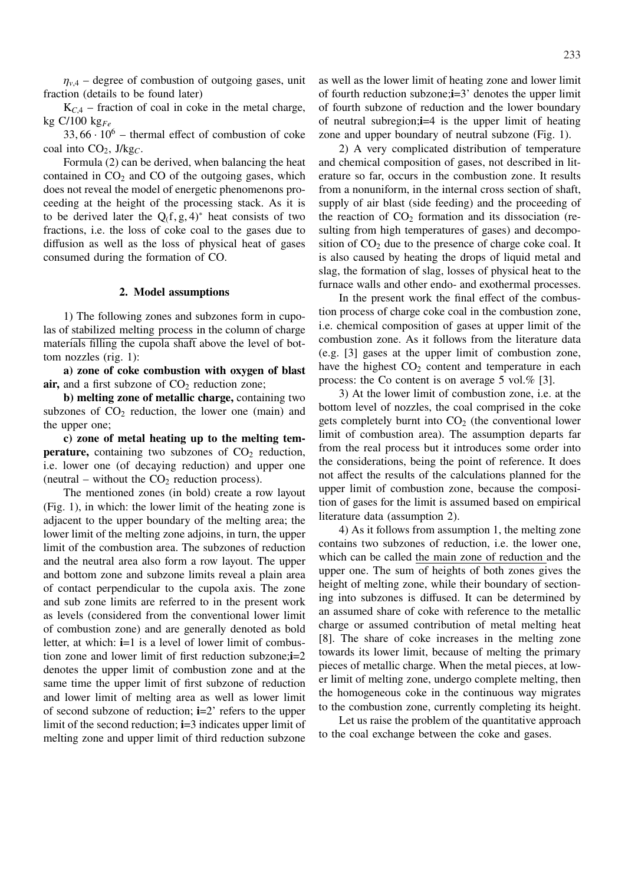$\eta_{v,4}$ – degree of combustion of outgoing gases, unit fraction (details to be found later)

$K_{C,4}$ – fraction of coal in coke in the metal charge, kg C/100 $kg_{Fe}$

$33,66 \cdot 10^6$ – thermal effect of combustion of coke coal into $CO_2$, J/$kg_C$.

Formula (2) can be derived, when balancing the heat contained in $CO_2$ and CO of the outgoing gases, which does not reveal the model of energetic phenomenons proceeding at the height of the processing stack. As it is to be derived later the $Q_(f, g, 4)^*$ heat consists of two fractions, i.e. the loss of coke coal to the gases due to diffusion as well as the loss of physical heat of gases consumed during the formation of CO.

## 2. Model assumptions

1) The following zones and subzones form in cupolas of stabilized melting process in the column of charge materials filling the cupola shaft above the level of bottom nozzles (rig. 1):

**a) zone of coke combustion with oxygen of blast air,** and a first subzone of $CO_2$ reduction zone;

**b) melting zone of metallic charge,** containing two subzones of $CO_2$ reduction, the lower one (main) and the upper one;

**c) zone of metal heating up to the melting temperature,** containing two subzones of $CO_2$ reduction, i.e. lower one (of decaying reduction) and upper one (neutral – without the $CO_2$ reduction process).

The mentioned zones (in bold) create a row layout (Fig. 1), in which: the lower limit of the heating zone is adjacent to the upper boundary of the melting area; the lower limit of the melting zone adjoins, in turn, the upper limit of the combustion area. The subzones of reduction and the neutral area also form a row layout. The upper and bottom zone and subzone limits reveal a plain area of contact perpendicular to the cupola axis. The zone and sub zone limits are referred to in the present work as levels (considered from the conventional lower limit of combustion zone) and are generally denoted as bold letter, at which: **i**=1 is a level of lower limit of combustion zone and lower limit of first reduction subzone;**i**=2 denotes the upper limit of combustion zone and at the same time the upper limit of first subzone of reduction and lower limit of melting area as well as lower limit of second subzone of reduction; **i**=2' refers to the upper limit of the second reduction; **i**=3 indicates upper limit of melting zone and upper limit of third reduction subzone as well as the lower limit of heating zone and lower limit of fourth reduction subzone;**i**=3' denotes the upper limit of fourth subzone of reduction and the lower boundary of neutral subregion;**i**=4 is the upper limit of heating zone and upper boundary of neutral subzone (Fig. 1).

2) A very complicated distribution of temperature and chemical composition of gases, not described in literature so far, occurs in the combustion zone. It results from a nonuniform, in the internal cross section of shaft, supply of air blast (side feeding) and the proceeding of the reaction of $CO_2$ formation and its dissociation (resulting from high temperatures of gases) and decomposition of $CO_2$ due to the presence of charge coke coal. It is also caused by heating the drops of liquid metal and slag, the formation of slag, losses of physical heat to the furnace walls and other endo- and exothermal processes.

In the present work the final effect of the combustion process of charge coke coal in the combustion zone, i.e. chemical composition of gases at upper limit of the combustion zone. As it follows from the literature data (e.g. [3] gases at the upper limit of combustion zone, have the highest $CO_2$ content and temperature in each process: the Co content is on average 5 vol.% [3].

3) At the lower limit of combustion zone, i.e. at the bottom level of nozzles, the coal comprised in the coke gets completely burnt into $CO_2$ (the conventional lower limit of combustion area). The assumption departs far from the real process but it introduces some order into the considerations, being the point of reference. It does not affect the results of the calculations planned for the upper limit of combustion zone, because the composition of gases for the limit is assumed based on empirical literature data (assumption 2).

4) As it follows from assumption 1, the melting zone contains two subzones of reduction, i.e. the lower one, which can be called the main zone of reduction and the upper one. The sum of heights of both zones gives the height of melting zone, while their boundary of sectioning into subzones is diffused. It can be determined by an assumed share of coke with reference to the metallic charge or assumed contribution of metal melting heat [8]. The share of coke increases in the melting zone towards its lower limit, because of melting the primary pieces of metallic charge. When the metal pieces, at lower limit of melting zone, undergo complete melting, then the homogeneous coke in the continuous way migrates to the combustion zone, currently completing its height.

Let us raise the problem of the quantitative approach to the coal exchange between the coke and gases.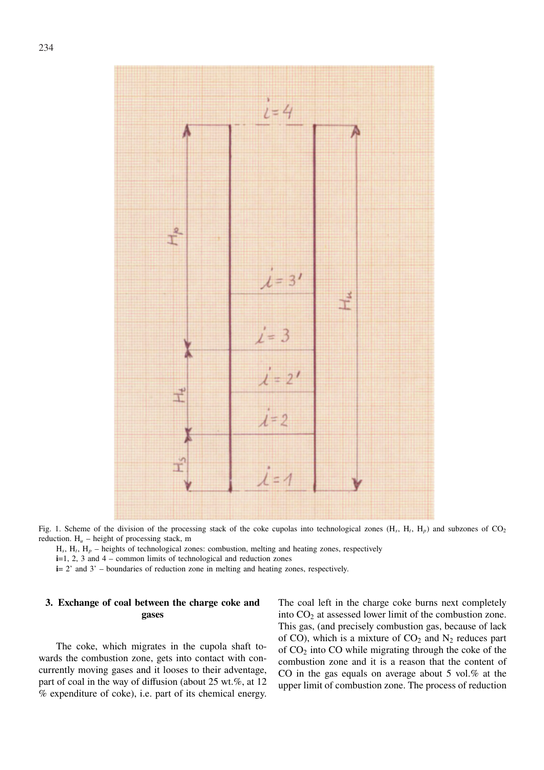Fig. 1. Scheme of the division of the processing stack of the coke cupolas into technological zones ($H_s$, $H_t$, $H_p$) and subzones of $CO_2$ reduction. $H_u$ – height of processing stack, m

$H_s$, $H_t$, $H_p$ – heights of technological zones: combustion, melting and heating zones, respectively

**i**=1, 2, 3 and 4 – common limits of technological and reduction zones

**i**= 2' and 3' – boundaries of reduction zone in melting and heating zones, respectively.

## 3. Exchange of coal between the charge coke and gases

The coke, which migrates in the cupola shaft towards the combustion zone, gets into contact with concurrently moving gases and it looses to their advantage, part of coal in the way of diffusion (about 25 wt.%, at 12 % expenditure of coke), i.e. part of its chemical energy. The coal left in the charge coke burns next completely into $CO_2$ at assessed lower limit of the combustion zone. This gas, (and precisely combustion gas, because of lack of CO), which is a mixture of $CO_2$ and $N_2$ reduces part of $CO_2$ into CO while migrating through the coke of the combustion zone and it is a reason that the content of CO in the gas equals on average about 5 vol.% at the upper limit of combustion zone. The process of reduction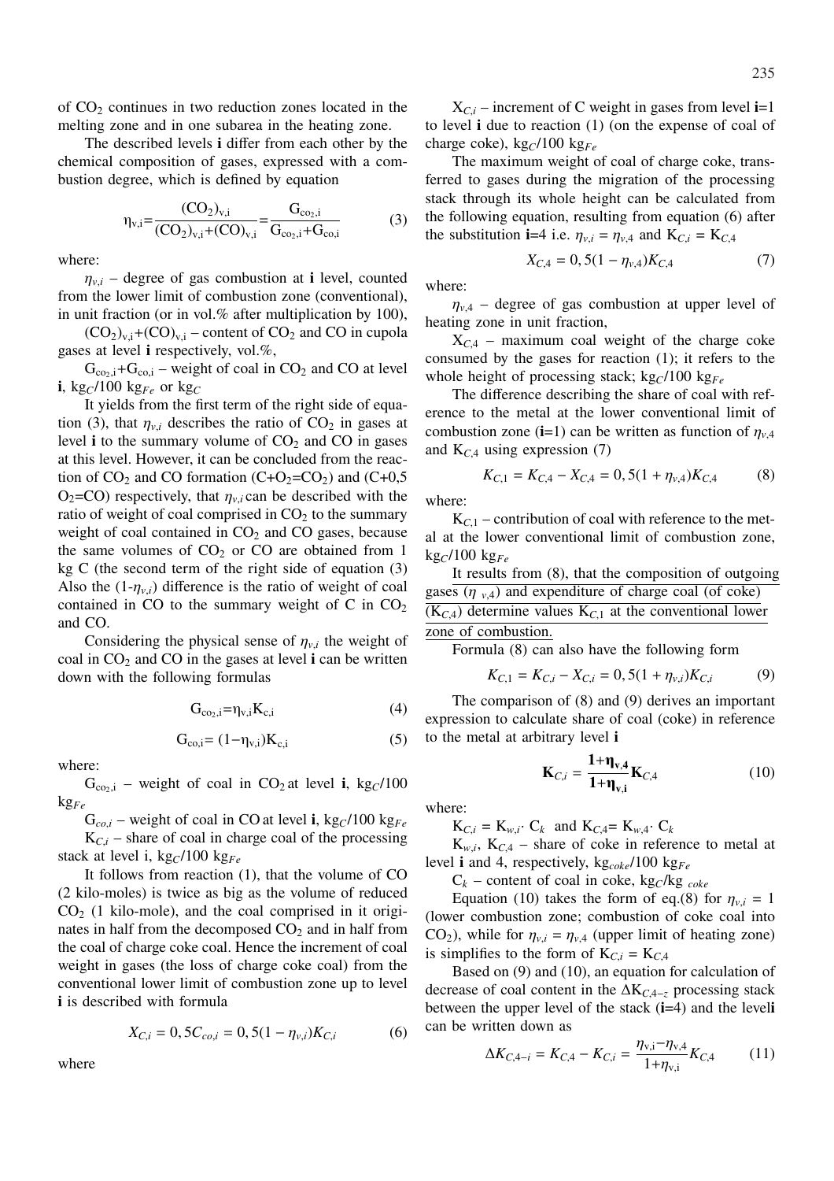of $CO_2$ continues in two reduction zones located in the melting zone and in one subarea in the heating zone.

The described levels **i** differ from each other by the chemical composition of gases, expressed with a combustion degree, which is defined by equation

$$\eta_{v,i}=\frac{(CO_2)_{v,i}}{(CO_2)_{v,i}+(CO)_{v,i}}=\frac{G_{co_2,i}}{G_{co_2,i}+G_{co,i}} \tag{3}$$

where:

$\eta_{v,i}$ – degree of gas combustion at **i** level, counted from the lower limit of combustion zone (conventional), in unit fraction (or in vol.% after multiplication by 100),

$(CO_2)_{v,i}+(CO)_{v,i}$ – content of $CO_2$ and CO in cupola gases at level **i** respectively, vol.%,

$G_{co_2,i}+G_{co,i}$ – weight of coal in $CO_2$ and CO at level **i**, $kg_C/100\ kg_{Fe}$ or $kg_C$

It yields from the first term of the right side of equation (3), that $\eta_{v,i}$ describes the ratio of $CO_2$ in gases at level **i** to the summary volume of $CO_2$ and CO in gases at this level. However, it can be concluded from the reaction of $CO_2$ and CO formation ($C+O_2=CO_2$) and ($C+0{,}5\ O_2=CO$) respectively, that $\eta_{v,i}$ can be described with the ratio of weight of coal comprised in $CO_2$ to the summary weight of coal contained in $CO_2$ and CO gases, because the same volumes of $CO_2$ or CO are obtained from 1 kg C (the second term of the right side of equation (3) Also the $(1-\eta_{v,i})$ difference is the ratio of weight of coal contained in CO to the summary weight of C in $CO_2$ and CO.

Considering the physical sense of $\eta_{v,i}$ the weight of coal in $CO_2$ and CO in the gases at level **i** can be written down with the following formulas

$$G_{co_2,i}=\eta_{v,i}K_{c,i} \tag{4}$$

$$G_{co,i}=(1-\eta_{v,i})K_{c,i} \tag{5}$$

where:

$G_{co_2,i}$ – weight of coal in $CO_2$ at level **i**, $kg_C/100\ kg_{Fe}$

$G_{co,i}$ – weight of coal in CO at level **i**, $kg_C/100\ kg_{Fe}$

$K_{C,i}$ – share of coal in charge coal of the processing stack at level i, $kg_C/100\ kg_{Fe}$

It follows from reaction (1), that the volume of CO (2 kilo-moles) is twice as big as the volume of reduced $CO_2$ (1 kilo-mole), and the coal comprised in it originates in half from the decomposed $CO_2$ and in half from the coal of charge coke coal. Hence the increment of coal weight in gases (the loss of charge coke coal) from the conventional lower limit of combustion zone up to level **i** is described with formula

$$X_{C,i}=0{,}5C_{co,i}=0{,}5(1-\eta_{v,i})K_{C,i} \tag{6}$$

where

$X_{C,i}$ – increment of C weight in gases from level **i**=1 to level **i** due to reaction (1) (on the expense of coal of charge coke), $kg_C/100\ kg_{Fe}$

The maximum weight of coal of charge coke, transferred to gases during the migration of the processing stack through its whole height can be calculated from the following equation, resulting from equation (6) after the substitution **i**=4 i.e. $\eta_{v,i}=\eta_{v,4}$ and $K_{C,i}=K_{C,4}$

$$X_{C,4}=0{,}5(1-\eta_{v,4})K_{C,4} \tag{7}$$

where:

$\eta_{v,4}$ – degree of gas combustion at upper level of heating zone in unit fraction,

$X_{C,4}$ – maximum coal weight of the charge coke consumed by the gases for reaction (1); it refers to the whole height of processing stack; $kg_C/100\ kg_{Fe}$

The difference describing the share of coal with reference to the metal at the lower conventional limit of combustion zone (**i**=1) can be written as function of $\eta_{v,4}$ and $K_{C,4}$ using expression (7)

$$K_{C,1}=K_{C,4}-X_{C,4}=0{,}5(1+\eta_{v,4})K_{C,4} \tag{8}$$

where:

$K_{C,1}$ – contribution of coal with reference to the metal at the lower conventional limit of combustion zone, $kg_C/100\ kg_{Fe}$

It results from (8), that the composition of outgoing gases ($\eta_{v,4}$) and expenditure of charge coal (of coke) ($K_{C,4}$) determine values $K_{C,1}$ at the conventional lower zone of combustion.

Formula (8) can also have the following form

$$K_{C,1}=K_{C,i}-X_{C,i}=0{,}5(1+\eta_{v,i})K_{C,i} \tag{9}$$

The comparison of (8) and (9) derives an important expression to calculate share of coal (coke) in reference to the metal at arbitrary level **i**

$$\mathbf{K}_{C,i}=\frac{\mathbf{1+\eta_{v,4}}}{\mathbf{1+\eta_{v,i}}}\mathbf{K}_{C,4} \tag{10}$$

where:

$K_{C,i}=K_{w,i}\cdot C_k$ and $K_{C,4}=K_{w,4}\cdot C_k$

$K_{w,i}$, $K_{C,4}$ – share of coke in reference to metal at level **i** and 4, respectively, $kg_{coke}/100\ kg_{Fe}$

$C_k$ – content of coal in coke, $kg_C/kg_{coke}$

Equation (10) takes the form of eq.(8) for $\eta_{v,i}=1$ (lower combustion zone; combustion of coke coal into $CO_2$), while for $\eta_{v,i}=\eta_{v,4}$ (upper limit of heating zone) is simplifies to the form of $K_{C,i}=K_{C,4}$

Based on (9) and (10), an equation for calculation of decrease of coal content in the $\Delta K_{C,4-z}$ processing stack between the upper level of the stack (**i**=4) and the level**i** can be written down as

$$\Delta K_{C,4-i}=K_{C,4}-K_{C,i}=\frac{\eta_{v,i}-\eta_{v,4}}{1+\eta_{v,i}}K_{C,4} \tag{11}$$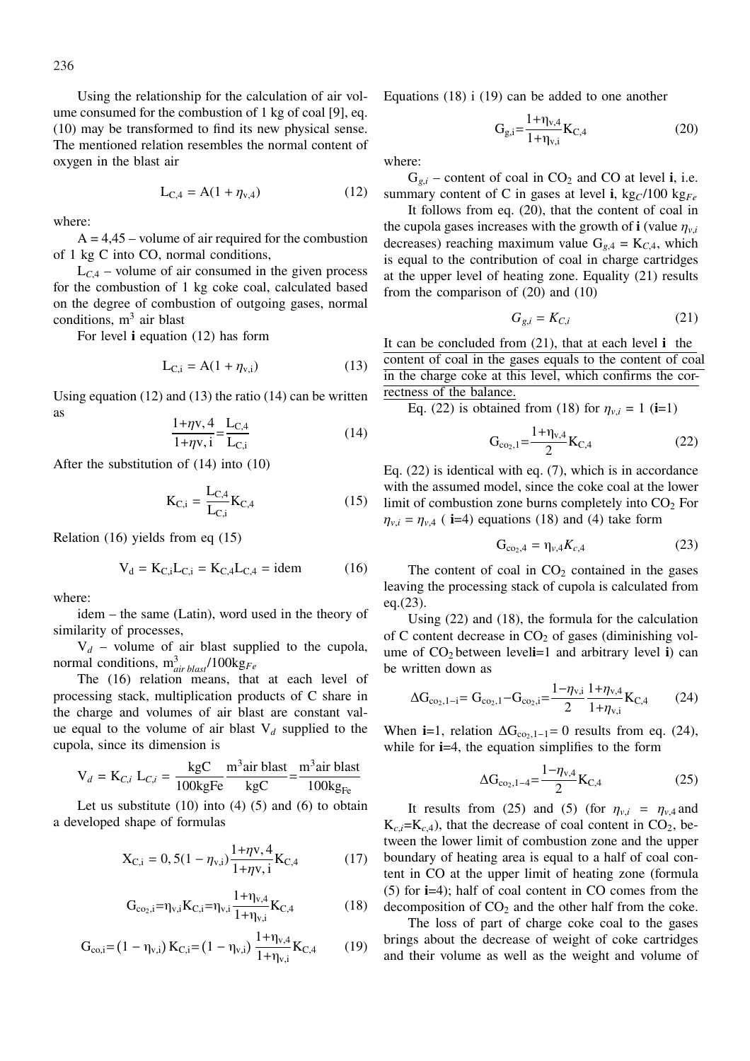Using the relationship for the calculation of air volume consumed for the combustion of 1 kg of coal [9], eq. (10) may be transformed to find its new physical sense. The mentioned relation resembles the normal content of oxygen in the blast air

$$L_{C,4} = A(1 + \eta_{v,4}) \tag{12}$$

where:

$A = 4{,}45$ – volume of air required for the combustion of 1 kg C into CO, normal conditions,

$L_{C,4}$ – volume of air consumed in the given process for the combustion of 1 kg coke coal, calculated based on the degree of combustion of outgoing gases, normal conditions, $m^3$ air blast

For level **i** equation (12) has form

$$L_{C,i} = A(1 + \eta_{v,i}) \tag{13}$$

Using equation (12) and (13) the ratio (14) can be written as

$$\frac{1+\eta v,4}{1+\eta v,i} = \frac{L_{C,4}}{L_{C,i}} \tag{14}$$

After the substitution of (14) into (10)

$$K_{C,i} = \frac{L_{C,4}}{L_{C,i}} K_{C,4} \tag{15}$$

Relation (16) yields from eq (15)

$$V_d = K_{C,i} L_{C,i} = K_{C,4} L_{C,4} = \text{idem} \tag{16}$$

where:

idem – the same (Latin), word used in the theory of similarity of processes,

$V_d$ – volume of air blast supplied to the cupola, normal conditions, $m^3_{air\ blast}/100kg_{Fe}$

The (16) relation means, that at each level of processing stack, multiplication products of C share in the charge and volumes of air blast are constant value equal to the volume of air blast $V_d$ supplied to the cupola, since its dimension is

$$V_d = K_{C,i}\, L_{C,i} = \frac{kgC}{100kgFe} \frac{m^3 \text{air blast}}{kgC} = \frac{m^3 \text{air blast}}{100kg_{Fe}}$$

Let us substitute (10) into (4) (5) and (6) to obtain a developed shape of formulas

$$X_{C,i} = 0,5(1 - \eta_{v,i}) \frac{1+\eta v,4}{1+\eta v,i} K_{C,4} \tag{17}$$

$$G_{co_2,i} = \eta_{v,i} K_{C,i} = \eta_{v,i} \frac{1+\eta_{v,4}}{1+\eta_{v,i}} K_{C,4} \tag{18}$$

$$G_{co,i} = (1 - \eta_{v,i})\, K_{C,i} = (1 - \eta_{v,i})\, \frac{1+\eta_{v,4}}{1+\eta_{v,i}} K_{C,4} \tag{19}$$

Equations (18) i (19) can be added to one another

$$G_{g,i} = \frac{1+\eta_{v,4}}{1+\eta_{v,i}} K_{C,4} \tag{20}$$

where:

$G_{g,i}$ – content of coal in $CO_2$ and CO at level **i**, i.e. summary content of C in gases at level **i**, $kg_C/100\ kg_{Fe}$

It follows from eq. (20), that the content of coal in the cupola gases increases with the growth of **i** (value $\eta_{v,i}$ decreases) reaching maximum value $G_{g,4} = K_{C,4}$, which is equal to the contribution of coal in charge cartridges at the upper level of heating zone. Equality (21) results from the comparison of (20) and (10)

$$G_{g,i} = K_{C,i} \tag{21}$$

<u>It can be concluded from (21), that at each level **i** the content of coal in the gases equals to the content of coal in the charge coke at this level, which confirms the correctness of the balance.</u>

Eq. (22) is obtained from (18) for $\eta_{v,i} = 1$ (**i**=1)

$$G_{co_2,1} = \frac{1+\eta_{v,4}}{2} K_{C,4} \tag{22}$$

Eq. (22) is identical with eq. (7), which is in accordance with the assumed model, since the coke coal at the lower limit of combustion zone burns completely into $CO_2$ For $\eta_{v,i} = \eta_{v,4}$ ( **i**=4) equations (18) and (4) take form

$$G_{co_2,4} = \eta_{v,4} K_{c,4} \tag{23}$$

The content of coal in $CO_2$ contained in the gases leaving the processing stack of cupola is calculated from eq.(23).

Using (22) and (18), the formula for the calculation of C content decrease in $CO_2$ of gases (diminishing volume of $CO_2$ between level**i**=1 and arbitrary level **i**) can be written down as

$$\Delta G_{co_2,1-i} = G_{co_2,1} - G_{co_2,i} = \frac{1-\eta_{v,i}}{2} \frac{1+\eta_{v,4}}{1+\eta_{v,i}} K_{C,4} \tag{24}$$

When **i**=1, relation $\Delta G_{co_2,1-1} = 0$ results from eq. (24), while for **i**=4, the equation simplifies to the form

$$\Delta G_{co_2,1-4} = \frac{1-\eta_{v,4}}{2} K_{C,4} \tag{25}$$

It results from (25) and (5) (for $\eta_{v,i} = \eta_{v,4}$ and $K_{c,i}$=$K_{c,4}$), that the decrease of coal content in $CO_2$, between the lower limit of combustion zone and the upper boundary of heating area is equal to a half of coal content in CO at the upper limit of heating zone (formula (5) for **i**=4); half of coal content in CO comes from the decomposition of $CO_2$ and the other half from the coke.

The loss of part of charge coke coal to the gases brings about the decrease of weight of coke cartridges and their volume as well as the weight and volume of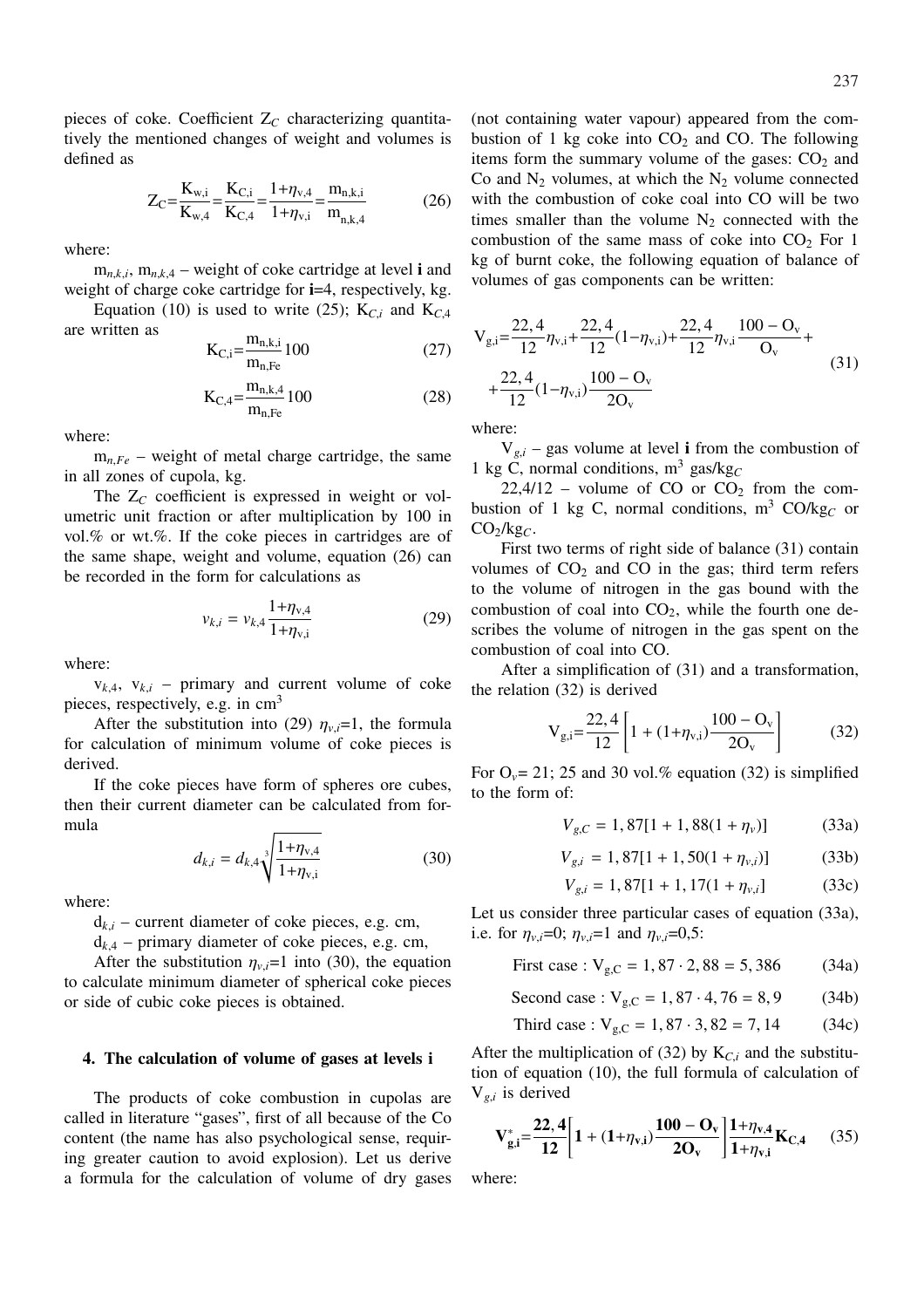pieces of coke. Coefficient $Z_C$ characterizing quantitatively the mentioned changes of weight and volumes is defined as

$$Z_C = \frac{K_{w,i}}{K_{w,4}} = \frac{K_{C,i}}{K_{C,4}} = \frac{1+\eta_{v,4}}{1+\eta_{v,i}} = \frac{m_{n,k,i}}{m_{n,k,4}} \tag{26}$$

where:

$m_{n,k,i}$, $m_{n,k,4}$ – weight of coke cartridge at level **i** and weight of charge coke cartridge for **i**=4, respectively, kg.

Equation (10) is used to write (25); $K_{C,i}$ and $K_{C,4}$ are written as

$$K_{C,i} = \frac{m_{n,k,i}}{m_{n,Fe}} 100 \tag{27}$$

$$K_{C,4} = \frac{m_{n,k,4}}{m_{n,Fe}} 100 \tag{28}$$

where:

$m_{n,Fe}$ – weight of metal charge cartridge, the same in all zones of cupola, kg.

The $Z_C$ coefficient is expressed in weight or volumetric unit fraction or after multiplication by 100 in vol.% or wt.%. If the coke pieces in cartridges are of the same shape, weight and volume, equation (26) can be recorded in the form for calculations as

$$v_{k,i} = v_{k,4} \frac{1+\eta_{v,4}}{1+\eta_{v,i}} \tag{29}$$

where:

$v_{k,4}$, $v_{k,i}$ – primary and current volume of coke pieces, respectively, e.g. in $cm^3$

After the substitution into (29) $\eta_{v,i}$=1, the formula for calculation of minimum volume of coke pieces is derived.

If the coke pieces have form of spheres ore cubes, then their current diameter can be calculated from formula

$$d_{k,i} = d_{k,4} \sqrt[3]{\frac{1+\eta_{v,4}}{1+\eta_{v,i}}} \tag{30}$$

where:

$d_{k,i}$ – current diameter of coke pieces, e.g. cm,

$d_{k,4}$ – primary diameter of coke pieces, e.g. cm,

After the substitution $\eta_{v,i}$=1 into (30), the equation to calculate minimum diameter of spherical coke pieces or side of cubic coke pieces is obtained.

## 4. The calculation of volume of gases at levels i

The products of coke combustion in cupolas are called in literature "gases", first of all because of the Co content (the name has also psychological sense, requiring greater caution to avoid explosion). Let us derive a formula for the calculation of volume of dry gases (not containing water vapour) appeared from the combustion of 1 kg coke into $CO_2$ and CO. The following items form the summary volume of the gases: $CO_2$ and Co and $N_2$ volumes, at which the $N_2$ volume connected with the combustion of coke coal into CO will be two times smaller than the volume $N_2$ connected with the combustion of the same mass of coke into $CO_2$ For 1 kg of burnt coke, the following equation of balance of volumes of gas components can be written:

$$V_{g,i} = \frac{22,4}{12}\eta_{v,i} + \frac{22,4}{12}(1-\eta_{v,i}) + \frac{22,4}{12}\eta_{v,i}\frac{100-O_v}{O_v} + \frac{22,4}{12}(1-\eta_{v,i})\frac{100-O_v}{2O_v} \tag{31}$$

where:

$V_{g,i}$ – gas volume at level **i** from the combustion of 1 kg C, normal conditions, $m^3$ gas/$kg_C$

22,4/12 – volume of CO or $CO_2$ from the combustion of 1 kg C, normal conditions, $m^3$ CO/$kg_C$ or $CO_2/kg_C$.

First two terms of right side of balance (31) contain volumes of $CO_2$ and CO in the gas; third term refers to the volume of nitrogen in the gas bound with the combustion of coal into $CO_2$, while the fourth one describes the volume of nitrogen in the gas spent on the combustion of coal into CO.

After a simplification of (31) and a transformation, the relation (32) is derived

$$V_{g,i} = \frac{22,4}{12}\left[1 + (1+\eta_{v,i})\frac{100-O_v}{2O_v}\right] \tag{32}$$

For $O_v$= 21; 25 and 30 vol.% equation (32) is simplified to the form of:

$$V_{g,C} = 1,87[1 + 1,88(1 + \eta_v)] \tag{33a}$$

$$V_{g,i} = 1,87[1 + 1,50(1 + \eta_{v,i})] \tag{33b}$$

$$V_{g,i} = 1,87[1 + 1,17(1 + \eta_{v,i}] \tag{33c}$$

Let us consider three particular cases of equation (33a), i.e. for $\eta_{v,i}$=0; $\eta_{v,i}$=1 and $\eta_{v,i}$=0,5:

$$\text{First case}: V_{g,C} = 1,87 \cdot 2,88 = 5,386 \tag{34a}$$

$$\text{Second case}: V_{g,C} = 1,87 \cdot 4,76 = 8,9 \tag{34b}$$

$$\text{Third case}: V_{g,C} = 1,87 \cdot 3,82 = 7,14 \tag{34c}$$

After the multiplication of (32) by $K_{C,i}$ and the substitution of equation (10), the full formula of calculation of $V_{g,i}$ is derived

$$\mathbf{V^*_{g,i} = \frac{22,4}{12}\left[1 + (1+\eta_{v,i})\frac{100-O_v}{2O_v}\right]\frac{1+\eta_{v,4}}{1+\eta_{v,i}}K_{C,4}} \tag{35}$$

where: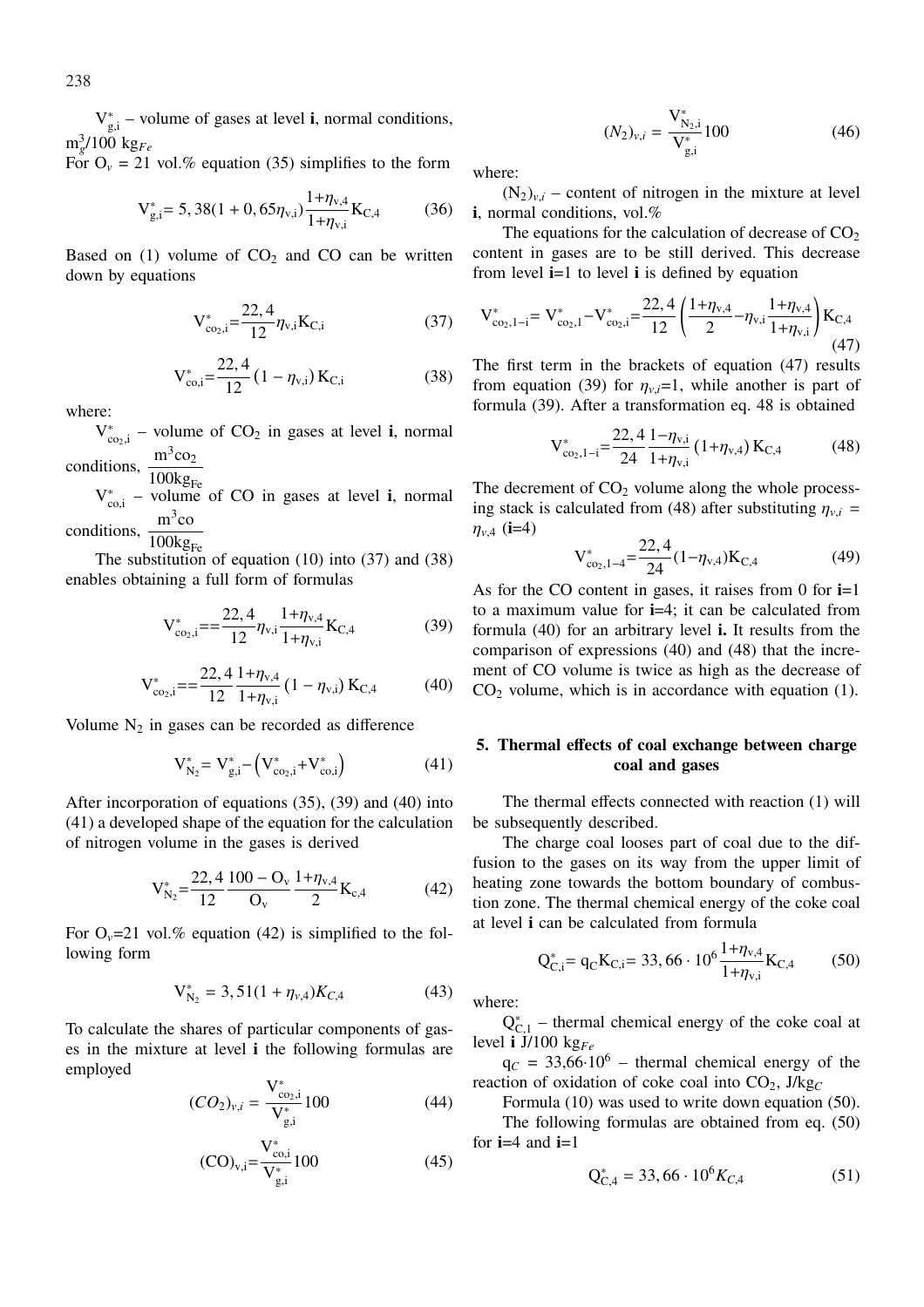$V^*_{g,i}$ – volume of gases at level **i**, normal conditions, $m^3_g/100\ kg_{Fe}$

For $O_v$ = 21 vol.% equation (35) simplifies to the form

$$V^*_{g,i} = 5,38(1+0,65\eta_{v,i})\frac{1+\eta_{v,4}}{1+\eta_{v,i}}K_{C,4} \tag{36}$$

Based on (1) volume of $CO_2$ and CO can be written down by equations

$$V^*_{co_2,i} = \frac{22,4}{12}\eta_{v,i}K_{C,i} \tag{37}$$

$$V^*_{co,i} = \frac{22,4}{12}(1-\eta_{v,i})K_{C,i} \tag{38}$$

where:

$V^*_{co_2,i}$ – volume of $CO_2$ in gases at level **i**, normal conditions, $\frac{m^3 co_2}{100 kg_{Fe}}$

$V^*_{co,i}$ – volume of CO in gases at level **i**, normal conditions, $\frac{m^3 co}{100 kg_{Fe}}$

The substitution of equation (10) into (37) and (38) enables obtaining a full form of formulas

$$V^*_{co_2,i} == \frac{22,4}{12}\eta_{v,i}\frac{1+\eta_{v,4}}{1+\eta_{v,i}}K_{C,4} \tag{39}$$

$$V^*_{co_2,i} == \frac{22,4}{12}\frac{1+\eta_{v,4}}{1+\eta_{v,i}}(1-\eta_{v,i})K_{C,4} \tag{40}$$

Volume $N_2$ in gases can be recorded as difference

$$V^*_{N_2} = V^*_{g,i} - \left(V^*_{co_2,i} + V^*_{co,i}\right) \tag{41}$$

After incorporation of equations (35), (39) and (40) into (41) a developed shape of the equation for the calculation of nitrogen volume in the gases is derived

$$V^*_{N_2} = \frac{22,4}{12}\frac{100-O_v}{O_v}\frac{1+\eta_{v,4}}{2}K_{c,4} \tag{42}$$

For $O_v$=21 vol.% equation (42) is simplified to the following form

$$V^*_{N_2} = 3,51(1+\eta_{v,4})K_{C,4} \tag{43}$$

To calculate the shares of particular components of gases in the mixture at level **i** the following formulas are employed

$$(CO_2)_{v,i} = \frac{V^*_{co_2,i}}{V^*_{g,i}}100 \tag{44}$$

$$(CO)_{v,i} = \frac{V^*_{co,i}}{V^*_{g,i}}100 \tag{45}$$

$$(N_2)_{v,i} = \frac{V^*_{N_2,i}}{V^*_{g,i}}100 \tag{46}$$

where:

$(N_2)_{v,i}$ – content of nitrogen in the mixture at level **i**, normal conditions, vol.%

The equations for the calculation of decrease of $CO_2$ content in gases are to be still derived. This decrease from level **i**=1 to level **i** is defined by equation

$$V^*_{co_2,1-i} = V^*_{co_2,1} - V^*_{co_2,i} = \frac{22,4}{12}\left(\frac{1+\eta_{v,4}}{2} - \eta_{v,i}\frac{1+\eta_{v,4}}{1+\eta_{v,i}}\right)K_{C,4} \tag{47}$$

The first term in the brackets of equation (47) results from equation (39) for $\eta_{v,i}$=1, while another is part of formula (39). After a transformation eq. 48 is obtained

$$V^*_{co_2,1-i} = \frac{22,4}{24}\frac{1-\eta_{v,i}}{1+\eta_{v,i}}(1+\eta_{v,4})K_{C,4} \tag{48}$$

The decrement of $CO_2$ volume along the whole processing stack is calculated from (48) after substituting $\eta_{v,i} = \eta_{v,4}$ (**i**=4)

$$V^*_{co_2,1-4} = \frac{22,4}{24}(1-\eta_{v,4})K_{C,4} \tag{49}$$

As for the CO content in gases, it raises from 0 for **i**=1 to a maximum value for **i**=4; it can be calculated from formula (40) for an arbitrary level **i.** It results from the comparison of expressions (40) and (48) that the increment of CO volume is twice as high as the decrease of $CO_2$ volume, which is in accordance with equation (1).

## 5. Thermal effects of coal exchange between charge coal and gases

The thermal effects connected with reaction (1) will be subsequently described.

The charge coal looses part of coal due to the diffusion to the gases on its way from the upper limit of heating zone towards the bottom boundary of combustion zone. The thermal chemical energy of the coke coal at level **i** can be calculated from formula

$$Q^*_{C,i} = q_C K_{C,i} = 33,66\cdot 10^6\frac{1+\eta_{v,4}}{1+\eta_{v,i}}K_{C,4} \tag{50}$$

where:

$Q^*_{C,1}$ – thermal chemical energy of the coke coal at level **i** J/100 $kg_{Fe}$

$q_C$ = 33,66·$10^6$ – thermal chemical energy of the reaction of oxidation of coke coal into $CO_2$, J/$kg_C$

Formula (10) was used to write down equation (50).

The following formulas are obtained from eq. (50) for **i**=4 and **i**=1

$$Q^*_{C,4} = 33,66\cdot 10^6 K_{C,4} \tag{51}$$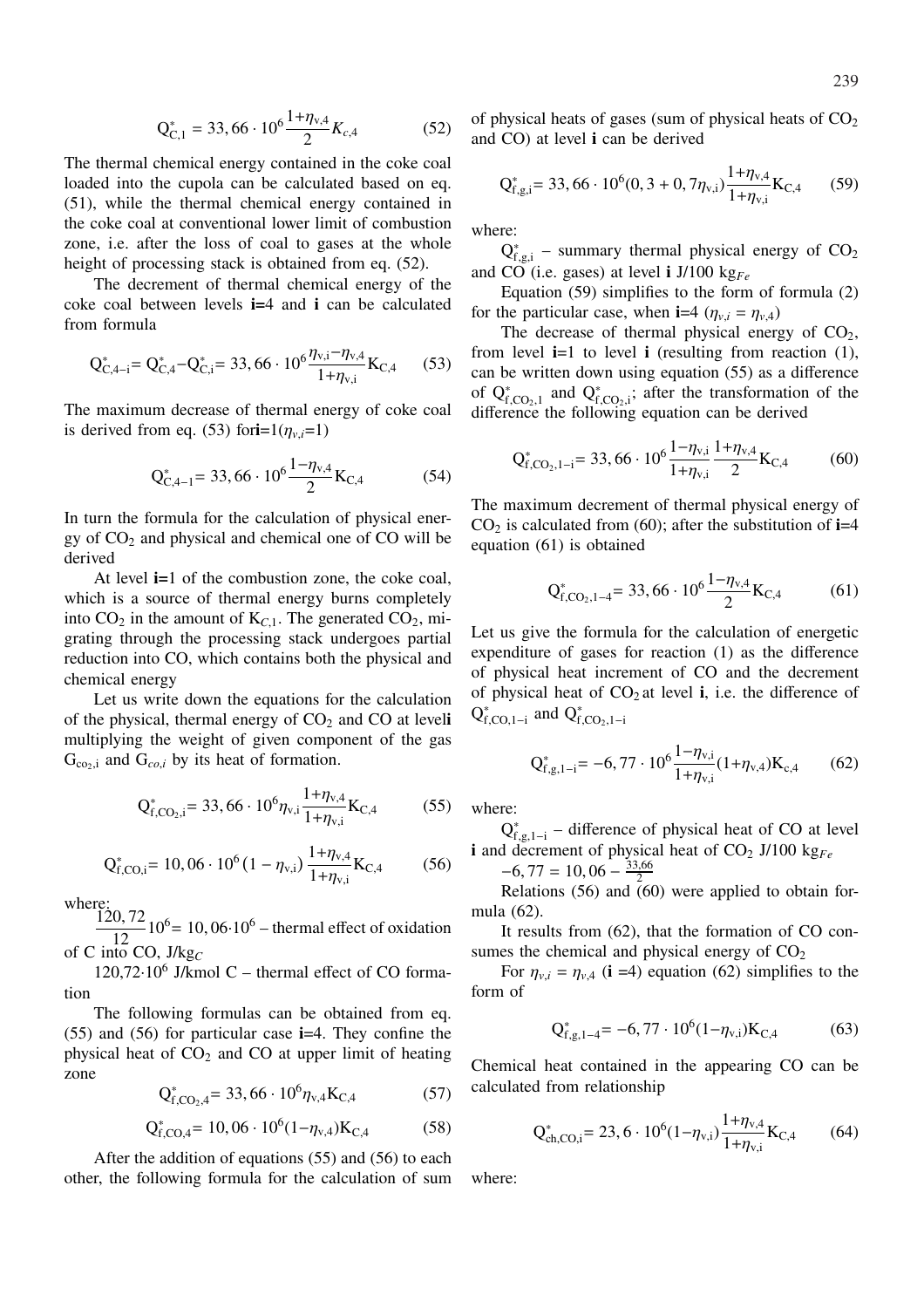$$Q^*_{C,1} = 33,66 \cdot 10^6 \frac{1+\eta_{v,4}}{2} K_{c,4} \tag{52}$$

The thermal chemical energy contained in the coke coal loaded into the cupola can be calculated based on eq. (51), while the thermal chemical energy contained in the coke coal at conventional lower limit of combustion zone, i.e. after the loss of coal to gases at the whole height of processing stack is obtained from eq. (52).

The decrement of thermal chemical energy of the coke coal between levels **i**=4 and **i** can be calculated from formula

$$Q^*_{C,4-i} = Q^*_{C,4} - Q^*_{C,i} = 33,66 \cdot 10^6 \frac{\eta_{v,i}-\eta_{v,4}}{1+\eta_{v,i}} K_{C,4} \tag{53}$$

The maximum decrease of thermal energy of coke coal is derived from eq. (53) for **i**=1 ($\eta_{v,i}$=1)

$$Q^*_{C,4-1} = 33,66 \cdot 10^6 \frac{1-\eta_{v,4}}{2} K_{C,4} \tag{54}$$

In turn the formula for the calculation of physical energy of $CO_2$ and physical and chemical one of CO will be derived

At level **i**=1 of the combustion zone, the coke coal, which is a source of thermal energy burns completely into $CO_2$ in the amount of $K_{C,1}$. The generated $CO_2$, migrating through the processing stack undergoes partial reduction into CO, which contains both the physical and chemical energy

Let us write down the equations for the calculation of the physical, thermal energy of $CO_2$ and CO at level **i** multiplying the weight of given component of the gas $G_{co_2,i}$ and $G_{co,i}$ by its heat of formation.

$$Q^*_{f,CO_2,i} = 33,66 \cdot 10^6 \eta_{v,i} \frac{1+\eta_{v,4}}{1+\eta_{v,i}} K_{C,4} \tag{55}$$

$$Q^*_{f,CO,i} = 10,06 \cdot 10^6 (1-\eta_{v,i}) \frac{1+\eta_{v,4}}{1+\eta_{v,i}} K_{C,4} \tag{56}$$

where:

$\frac{120,72}{12} 10^6 = 10,06 \cdot 10^6$ – thermal effect of oxidation of C into CO, J/kg$_C$

$120,72 \cdot 10^6$ J/kmol C – thermal effect of CO formation

The following formulas can be obtained from eq. (55) and (56) for particular case **i**=4. They confine the physical heat of $CO_2$ and CO at upper limit of heating zone

$$Q^*_{f,CO_2,4} = 33,66 \cdot 10^6 \eta_{v,4} K_{C,4} \tag{57}$$

$$Q^*_{f,CO,4} = 10,06 \cdot 10^6 (1-\eta_{v,4}) K_{C,4} \tag{58}$$

After the addition of equations (55) and (56) to each other, the following formula for the calculation of sum of physical heats of gases (sum of physical heats of $CO_2$ and CO) at level **i** can be derived

$$Q^*_{f,g,i} = 33,66 \cdot 10^6 (0,3 + 0,7\eta_{v,i}) \frac{1+\eta_{v,4}}{1+\eta_{v,i}} K_{C,4} \tag{59}$$

where:

$Q^*_{f,g,i}$ – summary thermal physical energy of $CO_2$ and CO (i.e. gases) at level **i** J/100 kg$_{Fe}$

Equation (59) simplifies to the form of formula (2) for the particular case, when **i**=4 ($\eta_{v,i} = \eta_{v,4}$)

The decrease of thermal physical energy of $CO_2$, from level **i**=1 to level **i** (resulting from reaction (1), can be written down using equation (55) as a difference of $Q^*_{f,CO_2,1}$ and $Q^*_{f,CO_2,i}$; after the transformation of the difference the following equation can be derived

$$Q^*_{f,CO_2,1-i} = 33,66 \cdot 10^6 \frac{1-\eta_{v,i}}{1+\eta_{v,i}} \frac{1+\eta_{v,4}}{2} K_{C,4} \tag{60}$$

The maximum decrement of thermal physical energy of $CO_2$ is calculated from (60); after the substitution of **i**=4 equation (61) is obtained

$$Q^*_{f,CO_2,1-4} = 33,66 \cdot 10^6 \frac{1-\eta_{v,4}}{2} K_{C,4} \tag{61}$$

Let us give the formula for the calculation of energetic expenditure of gases for reaction (1) as the difference of physical heat increment of CO and the decrement of physical heat of $CO_2$ at level **i**, i.e. the difference of $Q^*_{f,CO,1-i}$ and $Q^*_{f,CO_2,1-i}$

$$Q^*_{f,g,1-i} = -6,77 \cdot 10^6 \frac{1-\eta_{v,i}}{1+\eta_{v,i}} (1+\eta_{v,4}) K_{c,4} \tag{62}$$

where:

$Q^*_{f,g,1-i}$ – difference of physical heat of CO at level **i** and decrement of physical heat of $CO_2$ J/100 kg$_{Fe}$

$-6,77 = 10,06 - \frac{33,66}{2}$

Relations (56) and (60) were applied to obtain formula (62).

It results from (62), that the formation of CO consumes the chemical and physical energy of $CO_2$

For $\eta_{v,i} = \eta_{v,4}$ (**i** =4) equation (62) simplifies to the form of

$$Q^*_{f,g,1-4} = -6,77 \cdot 10^6 (1-\eta_{v,i}) K_{C,4} \tag{63}$$

Chemical heat contained in the appearing CO can be calculated from relationship

$$Q^*_{ch,CO,i} = 23,6 \cdot 10^6 (1-\eta_{v,i}) \frac{1+\eta_{v,4}}{1+\eta_{v,i}} K_{C,4} \tag{64}$$

where: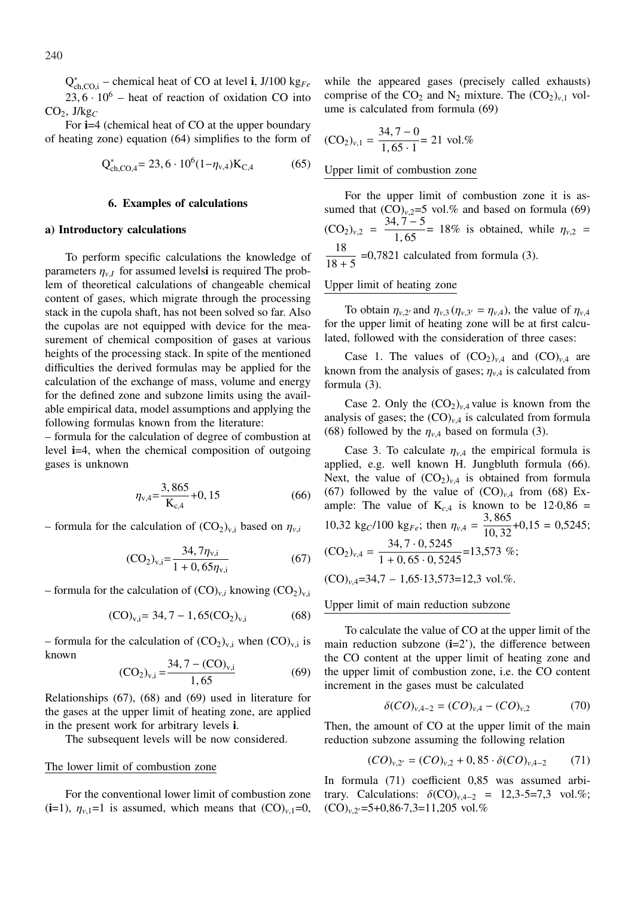$Q^*_{ch,CO,i}$ – chemical heat of CO at level **i**, J/100 $kg_{Fe}$

$23,6 \cdot 10^6$ – heat of reaction of oxidation CO into $CO_2$, J/$kg_C$

For **i**=4 (chemical heat of CO at the upper boundary of heating zone) equation (64) simplifies to the form of

$$Q^*_{ch,CO,4} = 23,6 \cdot 10^6 (1 - \eta_{v,4}) K_{C,4} \tag{65}$$

## 6. Examples of calculations

### a) Introductory calculations

To perform specific calculations the knowledge of parameters $\eta_{v,I}$ for assumed levels**i** is required The problem of theoretical calculations of changeable chemical content of gases, which migrate through the processing stack in the cupola shaft, has not been solved so far. Also the cupolas are not equipped with device for the measurement of chemical composition of gases at various heights of the processing stack. In spite of the mentioned difficulties the derived formulas may be applied for the calculation of the exchange of mass, volume and energy for the defined zone and subzone limits using the available empirical data, model assumptions and applying the following formulas known from the literature:

– formula for the calculation of degree of combustion at level **i**=4, when the chemical composition of outgoing gases is unknown

$$\eta_{v,4} = \frac{3,865}{K_{c,4}} + 0,15 \tag{66}$$

– formula for the calculation of $(CO_2)_{v,i}$ based on $\eta_{v,i}$

$$(CO_2)_{v,i} = \frac{34,7\eta_{v,i}}{1 + 0,65\eta_{v,i}} \tag{67}$$

– formula for the calculation of $(CO)_{v,i}$ knowing $(CO_2)_{v,i}$

$$(CO)_{v,i} = 34,7 - 1,65(CO_2)_{v,i} \tag{68}$$

– formula for the calculation of $(CO_2)_{v,i}$ when $(CO)_{v,i}$ is known

$$(CO_2)_{v,i} = \frac{34,7 - (CO)_{v,i}}{1,65} \tag{69}$$

Relationships (67), (68) and (69) used in literature for the gases at the upper limit of heating zone, are applied in the present work for arbitrary levels **i**.

The subsequent levels will be now considered.

The lower limit of combustion zone

For the conventional lower limit of combustion zone (**i**=1), $\eta_{v,1}$=1 is assumed, which means that $(CO)_{v,1}$=0, while the appeared gases (precisely called exhausts) comprise of the $CO_2$ and $N_2$ mixture. The $(CO_2)_{v,1}$ volume is calculated from formula (69)

$$(CO_2)_{v,1} = \frac{34,7 - 0}{1,65 \cdot 1} = 21 \text{ vol.\%}$$

Upper limit of combustion zone

For the upper limit of combustion zone it is assumed that $(CO)_{v,2}$=5 vol.% and based on formula (69) $(CO_2)_{v,2} = \frac{34,7 - 5}{1,65} = 18\%$ is obtained, while $\eta_{v,2} = \frac{18}{18+5}$ =0,7821 calculated from formula (3).

Upper limit of heating zone

To obtain $\eta_{v,2'}$ and $\eta_{v,3}$ ($\eta_{v,3'} = \eta_{v,4}$), the value of $\eta_{v,4}$ for the upper limit of heating zone will be at first calculated, followed with the consideration of three cases:

Case 1. The values of $(CO_2)_{v,4}$ and $(CO)_{v,4}$ are known from the analysis of gases; $\eta_{v,4}$ is calculated from formula (3).

Case 2. Only the $(CO_2)_{v,4}$ value is known from the analysis of gases; the $(CO)_{v,4}$ is calculated from formula (68) followed by the $\eta_{v,4}$ based on formula (3).

Case 3. To calculate $\eta_{v,4}$ the empirical formula is applied, e.g. well known H. Jungbluth formula (66). Next, the value of $(CO_2)_{v,4}$ is obtained from formula (67) followed by the value of $(CO)_{v,4}$ from (68) Example: The value of $K_{c,4}$ is known to be 12·0,86 = 10,32 $kg_C$/100 $kg_{Fe}$; then $\eta_{v,4} = \frac{3,865}{10,32}$+0,15 = 0,5245; $(CO_2)_{v,4} = \frac{34,7 \cdot 0,5245}{1 + 0,65 \cdot 0,5245}$=13,573 %;

$(CO)_{v,4}$=34,7 – 1,65·13,573=12,3 vol.%.

Upper limit of main reduction subzone

To calculate the value of CO at the upper limit of the main reduction subzone (**i**=2'), the difference between the CO content at the upper limit of heating zone and the upper limit of combustion zone, i.e. the CO content increment in the gases must be calculated

$$\delta(CO)_{v,4-2} = (CO)_{v,4} - (CO)_{v,2} \tag{70}$$

Then, the amount of CO at the upper limit of the main reduction subzone assuming the following relation

$$(CO)_{v,2'} = (CO)_{v,2} + 0,85 \cdot \delta(CO)_{v,4-2} \tag{71}$$

In formula (71) coefficient 0,85 was assumed arbitrary. Calculations: $\delta(CO)_{v,4-2}$ = 12,3-5=7,3 vol.%; $(CO)_{v,2'}$=5+0,86·7,3=11,205 vol.%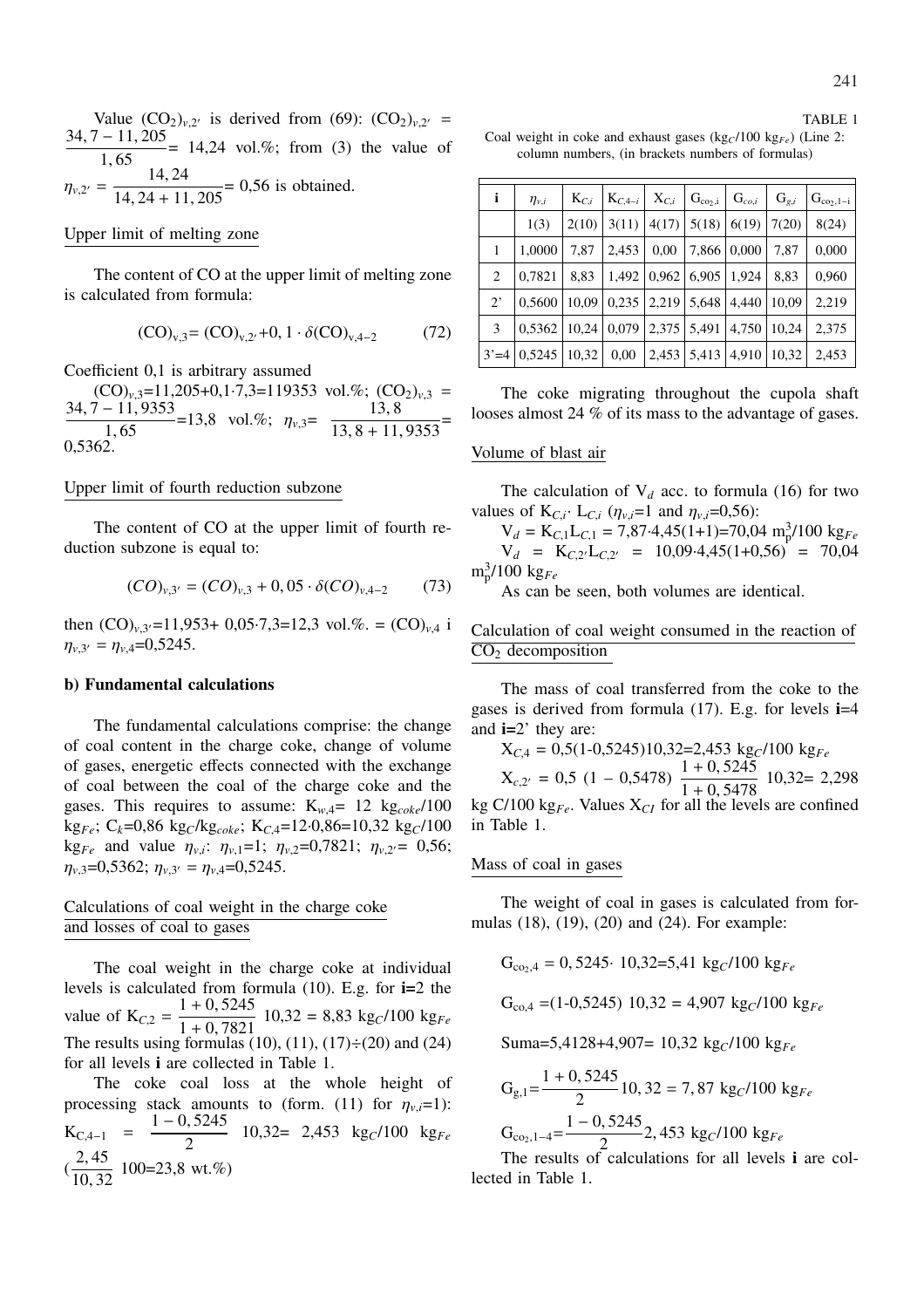Value $(CO_2)_{v,2'}$ is derived from (69): $(CO_2)_{v,2'} = \frac{34,7-11,205}{1,65} = 14,24$ vol.%; from (3) the value of $\eta_{v,2'} = \frac{14,24}{14,24+11,205} = 0,56$ is obtained.

### Upper limit of melting zone

The content of CO at the upper limit of melting zone is calculated from formula:

$$(CO)_{v,3} = (CO)_{v,2'} + 0,1 \cdot \delta(CO)_{v,4-2} \qquad (72)$$

Coefficient 0,1 is arbitrary assumed

$(CO)_{v,3}$=11,205+0,1·7,3=119353 vol.%; $(CO_2)_{v,3} = \frac{34,7-11,9353}{1,65}$=13,8 vol.%; $\eta_{v,3} = \frac{13,8}{13,8+11,9353}$= 0,5362.

### Upper limit of fourth reduction subzone

The content of CO at the upper limit of fourth reduction subzone is equal to:

$$(CO)_{v,3'} = (CO)_{v,3} + 0,05 \cdot \delta(CO)_{v,4-2} \qquad (73)$$

then $(CO)_{v,3'}$=11,953+ 0,05·7,3=12,3 vol.%. = $(CO)_{v,4}$ i $\eta_{v,3'} = \eta_{v,4}$=0,5245.

### b) Fundamental calculations

The fundamental calculations comprise: the change of coal content in the charge coke, change of volume of gases, energetic effects connected with the exchange of coal between the coal of the charge coke and the gases. This requires to assume: $K_{w,4}$= 12 kg$_{coke}$/100 kg$_{Fe}$; $C_k$=0,86 kg$_C$/kg$_{coke}$; $K_{C,4}$=12·0,86=10,32 kg$_C$/100 kg$_{Fe}$ and value $\eta_{v,i}$: $\eta_{v,1}$=1; $\eta_{v,2}$=0,7821; $\eta_{v,2'}$= 0,56; $\eta_{v,3}$=0,5362; $\eta_{v,3'} = \eta_{v,4}$=0,5245.

### Calculations of coal weight in the charge coke and losses of coal to gases

The coal weight in the charge coke at individual levels is calculated from formula (10). E.g. for **i**=2 the value of $K_{C,2} = \frac{1+0,5245}{1+0,7821}$ 10,32 = 8,83 kg$_C$/100 kg$_{Fe}$

The results using formulas (10), (11), (17)÷(20) and (24) for all levels **i** are collected in Table 1.

The coke coal loss at the whole height of processing stack amounts to (form. (11) for $\eta_{v,i}$=1): $K_{C,4-1} = \frac{1-0,5245}{2}$ 10,32= 2,453 kg$_C$/100 kg$_{Fe}$ ($\frac{2,45}{10,32}$ 100=23,8 wt.%)

TABLE 1

Coal weight in coke and exhaust gases (kg$_C$/100 kg$_{Fe}$) (Line 2: column numbers, (in brackets numbers of formulas)

| i | $\eta_{v,i}$ | $K_{C,i}$ | $K_{C,4-i}$ | $X_{C,i}$ | $G_{co_2,i}$ | $G_{co,i}$ | $G_{g,i}$ | $G_{co_2,1-i}$ |
|---|---|---|---|---|---|---|---|---|
| | 1(3) | 2(10) | 3(11) | 4(17) | 5(18) | 6(19) | 7(20) | 8(24) |
| 1 | 1,0000 | 7,87 | 2,453 | 0,00 | 7,866 | 0,000 | 7,87 | 0,000 |
| 2 | 0,7821 | 8,83 | 1,492 | 0,962 | 6,905 | 1,924 | 8,83 | 0,960 |
| 2' | 0,5600 | 10,09 | 0,235 | 2,219 | 5,648 | 4,440 | 10,09 | 2,219 |
| 3 | 0,5362 | 10,24 | 0,079 | 2,375 | 5,491 | 4,750 | 10,24 | 2,375 |
| 3'=4 | 0,5245 | 10,32 | 0,00 | 2,453 | 5,413 | 4,910 | 10,32 | 2,453 |

The coke migrating throughout the cupola shaft looses almost 24 % of its mass to the advantage of gases.

### Volume of blast air

The calculation of $V_d$ acc. to formula (16) for two values of $K_{C,i} \cdot L_{C,i}$ ($\eta_{v,i}$=1 and $\eta_{v,i}$=0,56):

$V_d = K_{C,1}L_{C,1}$ = 7,87·4,45(1+1)=70,04 m$_p^3$/100 kg$_{Fe}$

$V_d = K_{C,2'}L_{C,2'}$ = 10,09·4,45(1+0,56) = 70,04 m$_p^3$/100 kg$_{Fe}$

As can be seen, both volumes are identical.

### Calculation of coal weight consumed in the reaction of $CO_2$ decomposition

The mass of coal transferred from the coke to the gases is derived from formula (17). E.g. for levels **i**=4 and **i**=2' they are:

$X_{C,4}$ = 0,5(1-0,5245)10,32=2,453 kg$_C$/100 kg$_{Fe}$

$X_{c,2'}$ = 0,5 (1 – 0,5478) $\frac{1+0,5245}{1+0,5478}$ 10,32= 2,298 kg C/100 kg$_{Fe}$. Values $X_{CI}$ for all the levels are confined in Table 1.

### Mass of coal in gases

The weight of coal in gases is calculated from formulas (18), (19), (20) and (24). For example:

$$G_{co_2,4} = 0,5245 \cdot 10,32 = 5,41 \text{ kg}_C/100 \text{ kg}_{Fe}$$

$$G_{co,4} = (1-0,5245)\ 10,32 = 4,907 \text{ kg}_C/100 \text{ kg}_{Fe}$$

Suma=5,4128+4,907= 10,32 kg$_C$/100 kg$_{Fe}$

$$G_{g,1} = \frac{1+0,5245}{2} 10,32 = 7,87 \text{ kg}_C/100 \text{ kg}_{Fe}$$

$$G_{co_2,1-4} = \frac{1-0,5245}{2} 2,453 \text{ kg}_C/100 \text{ kg}_{Fe}$$

The results of calculations for all levels **i** are collected in Table 1.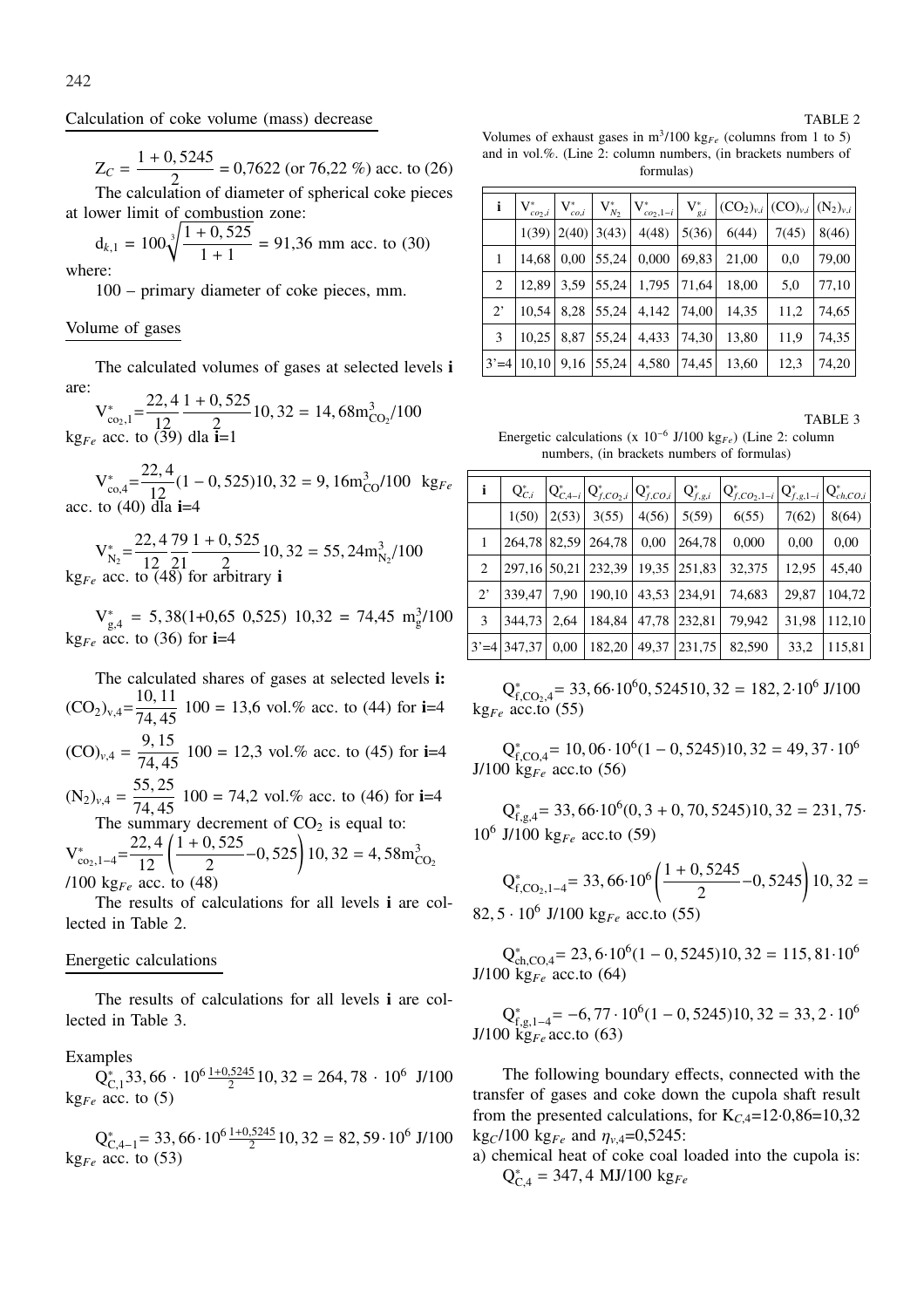Calculation of coke volume (mass) decrease

$$Z_C = \frac{1 + 0,5245}{2} = 0,7622 \text{ (or } 76,22\ \%) \text{ acc. to (26)}$$

The calculation of diameter of spherical coke pieces at lower limit of combustion zone:

$$d_{k,1} = 100\sqrt[3]{\frac{1 + 0,525}{1 + 1}} = 91,36 \text{ mm acc. to (30)}$$

where:

100 – primary diameter of coke pieces, mm.

Volume of gases

The calculated volumes of gases at selected levels **i** are:

$$V^{*}_{co_2,1} = \frac{22,4}{12}\frac{1 + 0,525}{2}10,32 = 14,68 m^3_{CO_2}/100$$

$kg_{Fe}$ acc. to (39) dla **i**=1

$$V^{*}_{co,4} = \frac{22,4}{12}(1 - 0,525)10,32 = 9,16 m^3_{CO}/100 \ \ kg_{Fe}$$

acc. to (40) dla **i**=4

$$V^{*}_{N_2} = \frac{22,4}{12}\frac{79}{21}\frac{1 + 0,525}{2}10,32 = 55,24 m^3_{N_2}/100$$

$kg_{Fe}$ acc. to (48) for arbitrary **i**

$$V^{*}_{g,4} = 5,38(1+0,65\ 0,525)\ 10,32 = 74,45\ m^3_g/100$$

$kg_{Fe}$ acc. to (36) for **i**=4

The calculated shares of gases at selected levels **i:**

$$(CO_2)_{v,4} = \frac{10,11}{74,45}\ 100 = 13,6 \text{ vol.\% acc. to (44) for } \mathbf{i}=4$$

$$(CO)_{v,4} = \frac{9,15}{74,45}\ 100 = 12,3 \text{ vol.\% acc. to (45) for } \mathbf{i}=4$$

$$(N_2)_{v,4} = \frac{55,25}{74,45}\ 100 = 74,2 \text{ vol.\% acc. to (46) for } \mathbf{i}=4$$

The summary decrement of $CO_2$ is equal to:

$$V^{*}_{co_2,1-4} = \frac{22,4}{12}\left(\frac{1 + 0,525}{2} - 0,525\right)10,32 = 4,58 m^3_{CO_2}$$

/100 $kg_{Fe}$ acc. to (48)

The results of calculations for all levels **i** are collected in Table 2.

TABLE 2

Volumes of exhaust gases in $m^3/100\ kg_{Fe}$ (columns from 1 to 5) and in vol.%. (Line 2: column numbers, (in brackets numbers of formulas)

| i | $V^{*}_{co_2,i}$ | $V^{*}_{co,i}$ | $V^{*}_{N_2}$ | $V^{*}_{co_2,1-i}$ | $V^{*}_{g,i}$ | $(CO_2)_{v,i}$ | $(CO)_{v,i}$ | $(N_2)_{v,i}$ |
|---|---|---|---|---|---|---|---|---|
| | 1(39) | 2(40) | 3(43) | 4(48) | 5(36) | 6(44) | 7(45) | 8(46) |
| 1 | 14,68 | 0,00 | 55,24 | 0,000 | 69,83 | 21,00 | 0,0 | 79,00 |
| 2 | 12,89 | 3,59 | 55,24 | 1,795 | 71,64 | 18,00 | 5,0 | 77,10 |
| 2' | 10,54 | 8,28 | 55,24 | 4,142 | 74,00 | 14,35 | 11,2 | 74,65 |
| 3 | 10,25 | 8,87 | 55,24 | 4,433 | 74,30 | 13,80 | 11,9 | 74,35 |
| 3'=4 | 10,10 | 9,16 | 55,24 | 4,580 | 74,45 | 13,60 | 12,3 | 74,20 |

Energetic calculations

The results of calculations for all levels **i** are collected in Table 3.

TABLE 3

Energetic calculations (x $10^{-6}$ J/100 $kg_{Fe}$) (Line 2: column numbers, (in brackets numbers of formulas)

| i | $Q^{*}_{C,i}$ | $Q^{*}_{C,4-i}$ | $Q^{*}_{f,CO_2,i}$ | $Q^{*}_{f,CO,i}$ | $Q^{*}_{f,g,i}$ | $Q^{*}_{f,CO_2,1-i}$ | $Q^{*}_{f,g,1-i}$ | $Q^{*}_{ch,CO,i}$ |
|---|---|---|---|---|---|---|---|---|
| | 1(50) | 2(53) | 3(55) | 4(56) | 5(59) | 6(55) | 7(62) | 8(64) |
| 1 | 264,78 | 82,59 | 264,78 | 0,00 | 264,78 | 0,000 | 0,00 | 0,00 |
| 2 | 297,16 | 50,21 | 232,39 | 19,35 | 251,83 | 32,375 | 12,95 | 45,40 |
| 2' | 339,47 | 7,90 | 190,10 | 43,53 | 234,91 | 74,683 | 29,87 | 104,72 |
| 3 | 344,73 | 2,64 | 184,84 | 47,78 | 232,81 | 79,942 | 31,98 | 112,10 |
| 3'=4 | 347,37 | 0,00 | 182,20 | 49,37 | 231,75 | 82,590 | 33,2 | 115,81 |

Examples

$Q^{*}_{C,1}33,66 \cdot 10^6 \frac{1+0,5245}{2}10,32 = 264,78 \cdot 10^6$ J/100 $kg_{Fe}$ acc. to (5)

$Q^{*}_{C,4-1} = 33,66 \cdot 10^6 \frac{1+0,5245}{2}10,32 = 82,59 \cdot 10^6$ J/100 $kg_{Fe}$ acc. to (53)

$Q^{*}_{f,CO_2,4} = 33,66 \cdot 10^6 0,5245 10,32 = 182,2 \cdot 10^6$ J/100 $kg_{Fe}$ acc.to (55)

$Q^{*}_{f,CO,4} = 10,06 \cdot 10^6(1 - 0,5245)10,32 = 49,37 \cdot 10^6$ J/100 $kg_{Fe}$ acc.to (56)

$Q^{*}_{f,g,4} = 33,66 \cdot 10^6(0,3 + 0,70,5245)10,32 = 231,75 \cdot 10^6$ J/100 $kg_{Fe}$ acc.to (59)

$$Q^{*}_{f,CO_2,1-4} = 33,66 \cdot 10^6\left(\frac{1 + 0,5245}{2} - 0,5245\right)10,32 =$$

$82,5 \cdot 10^6$ J/100 $kg_{Fe}$ acc.to (55)

$Q^{*}_{ch,CO,4} = 23,6 \cdot 10^6(1 - 0,5245)10,32 = 115,81 \cdot 10^6$ J/100 $kg_{Fe}$ acc.to (64)

$Q^{*}_{f,g,1-4} = -6,77 \cdot 10^6(1 - 0,5245)10,32 = 33,2 \cdot 10^6$ J/100 $kg_{Fe}$ acc.to (63)

The following boundary effects, connected with the transfer of gases and coke down the cupola shaft result from the presented calculations, for $K_{C,4}$=12·0,86=10,32 $kg_C$/100 $kg_{Fe}$ and $\eta_{v,4}$=0,5245:

a) chemical heat of coke coal loaded into the cupola is:
$Q^{*}_{C,4} = 347,4$ MJ/100 $kg_{Fe}$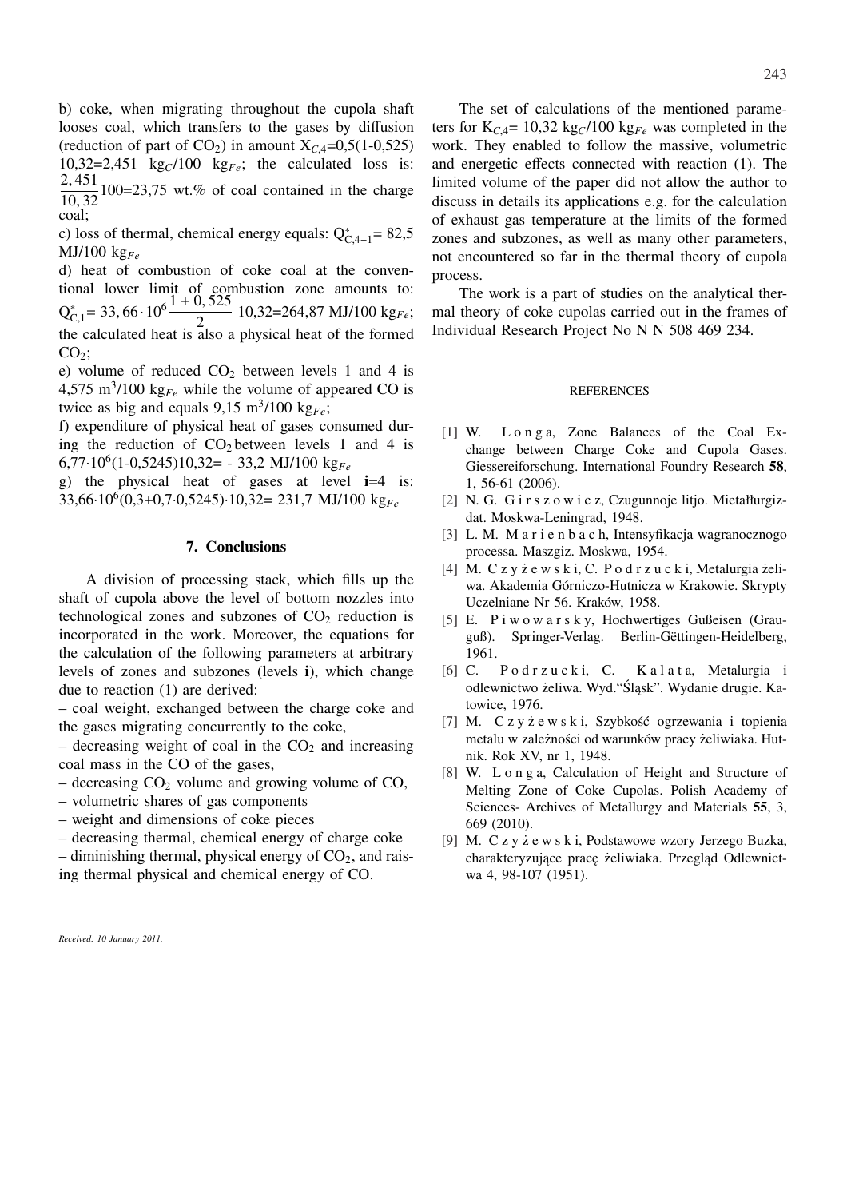b) coke, when migrating throughout the cupola shaft looses coal, which transfers to the gases by diffusion (reduction of part of $CO_2$) in amount $X_{C,4}$=0,5(1-0,525) 10,32=2,451 $kg_C/100\ kg_{Fe}$; the calculated loss is: $\frac{2,451}{10,32}$100=23,75 wt.% of coal contained in the charge coal;

c) loss of thermal, chemical energy equals: $Q^*_{C,4-1}$= 82,5 MJ/100 $kg_{Fe}$

d) heat of combustion of coke coal at the conventional lower limit of combustion zone amounts to: $Q^*_{C,1} = 33,66 \cdot 10^6 \frac{1+0,525}{2}$ 10,32=264,87 MJ/100 $kg_{Fe}$; the calculated heat is also a physical heat of the formed $CO_2$;

e) volume of reduced $CO_2$ between levels 1 and 4 is 4,575 $m^3$/100 $kg_{Fe}$ while the volume of appeared CO is twice as big and equals 9,15 $m^3$/100 $kg_{Fe}$;

f) expenditure of physical heat of gases consumed during the reduction of $CO_2$ between levels 1 and 4 is $6,77 \cdot 10^6$(1-0,5245)10,32= - 33,2 MJ/100 $kg_{Fe}$

g) the physical heat of gases at level **i**=4 is: $33,66 \cdot 10^6$(0,3+0,7·0,5245)·10,32= 231,7 MJ/100 $kg_{Fe}$

## 7. Conclusions

A division of processing stack, which fills up the shaft of cupola above the level of bottom nozzles into technological zones and subzones of $CO_2$ reduction is incorporated in the work. Moreover, the equations for the calculation of the following parameters at arbitrary levels of zones and subzones (levels **i**), which change due to reaction (1) are derived:

– coal weight, exchanged between the charge coke and the gases migrating concurrently to the coke,

– decreasing weight of coal in the $CO_2$ and increasing coal mass in the CO of the gases,

– decreasing $CO_2$ volume and growing volume of CO,

– volumetric shares of gas components

– weight and dimensions of coke pieces

– decreasing thermal, chemical energy of charge coke

– diminishing thermal, physical energy of $CO_2$, and raising thermal physical and chemical energy of CO.

The set of calculations of the mentioned parameters for $K_{C,4}$= 10,32 $kg_C/100\ kg_{Fe}$ was completed in the work. They enabled to follow the massive, volumetric and energetic effects connected with reaction (1). The limited volume of the paper did not allow the author to discuss in details its applications e.g. for the calculation of exhaust gas temperature at the limits of the formed zones and subzones, as well as many other parameters, not encountered so far in the thermal theory of cupola process.

The work is a part of studies on the analytical thermal theory of coke cupolas carried out in the frames of Individual Research Project No N N 508 469 234.

## REFERENCES

[1] W. Longa, Zone Balances of the Coal Exchange between Charge Coke and Cupola Gases. Giessereiforschung. International Foundry Research **58**, 1, 56-61 (2006).

[2] N. G. Girszowicz, Czugunnoje litjo. Mietałłurgizdat. Moskwa-Leningrad, 1948.

[3] L. M. Marienbach, Intensyfikacja wagranocznogo processa. Maszgiz. Moskwa, 1954.

[4] M. Czyżewski, C. Podrzucki, Metalurgia żeliwa. Akademia Górniczo-Hutnicza w Krakowie. Skrypty Uczelniane Nr 56. Kraków, 1958.

[5] E. Piwowarsky, Hochwertiges Gußeisen (Grauguß). Springer-Verlag. Berlin-Gëttingen-Heidelberg, 1961.

[6] C. Podrzucki, C. Kalata, Metalurgia i odlewnictwo żeliwa. Wyd."Śląsk". Wydanie drugie. Katowice, 1976.

[7] M. Czyżewski, Szybkość ogrzewania i topienia metalu w zależności od warunków pracy żeliwiaka. Hutnik. Rok XV, nr 1, 1948.

[8] W. Longa, Calculation of Height and Structure of Melting Zone of Coke Cupolas. Polish Academy of Sciences- Archives of Metallurgy and Materials **55**, 3, 669 (2010).

[9] M. Czyżewski, Podstawowe wzory Jerzego Buzka, charakteryzujące pracę żeliwiaka. Przegląd Odlewnictwa 4, 98-107 (1951).

*Received: 10 January 2011.*